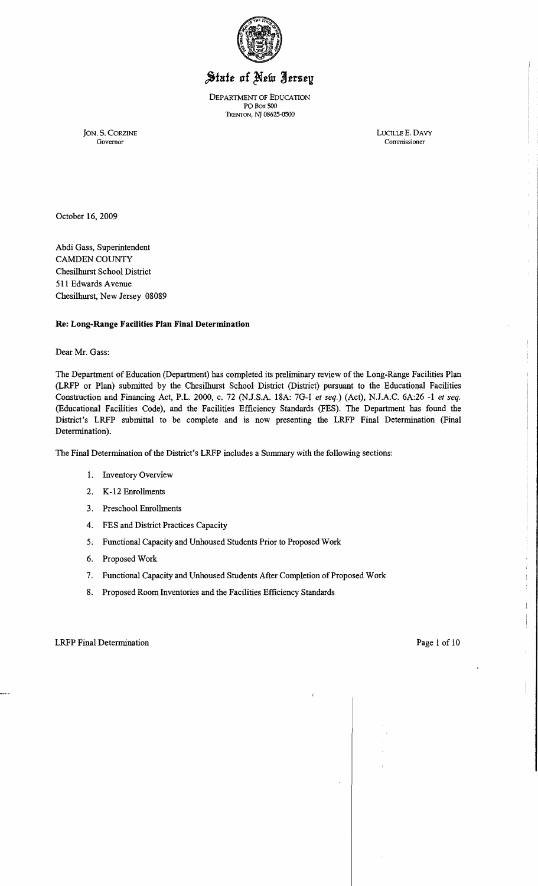# State of New Jersey

DEPARTMENT OF EDUCATION
PO BOX 500
TRENTON, NJ 08625-0500

JON. S. CORZINE
Governor

LUCILLE E. DAVY
Commissioner

October 16, 2009

Abdi Gass, Superintendent
CAMDEN COUNTY
Chesilhurst School District
511 Edwards Avenue
Chesilhurst, New Jersey 08089

**Re: Long-Range Facilities Plan Final Determination**

Dear Mr. Gass:

The Department of Education (Department) has completed its preliminary review of the Long-Range Facilities Plan (LRFP or Plan) submitted by the Chesilhurst School District (District) pursuant to the Educational Facilities Construction and Financing Act, P.L. 2000, c. 72 (N.J.S.A. 18A: 7G-1 *et seq.*) (Act), N.J.A.C. 6A:26 -1 *et seq.* (Educational Facilities Code), and the Facilities Efficiency Standards (FES). The Department has found the District's LRFP submittal to be complete and is now presenting the LRFP Final Determination (Final Determination).

The Final Determination of the District's LRFP includes a Summary with the following sections:

1. Inventory Overview
2. K-12 Enrollments
3. Preschool Enrollments
4. FES and District Practices Capacity
5. Functional Capacity and Unhoused Students Prior to Proposed Work
6. Proposed Work
7. Functional Capacity and Unhoused Students After Completion of Proposed Work
8. Proposed Room Inventories and the Facilities Efficiency Standards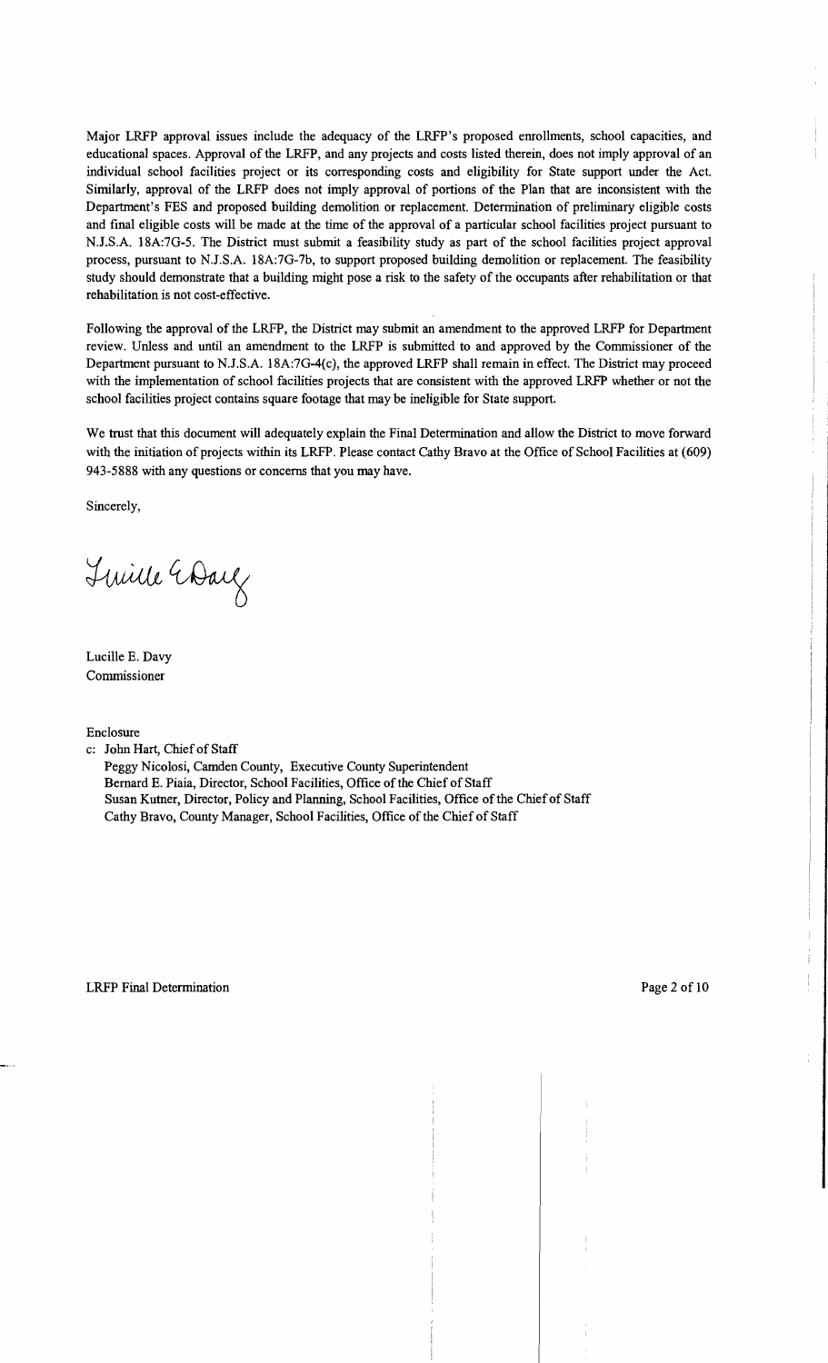Major LRFP approval issues include the adequacy of the LRFP's proposed enrollments, school capacities, and educational spaces. Approval of the LRFP, and any projects and costs listed therein, does not imply approval of an individual school facilities project or its corresponding costs and eligibility for State support under the Act. Similarly, approval of the LRFP does not imply approval of portions of the Plan that are inconsistent with the Department's FES and proposed building demolition or replacement. Determination of preliminary eligible costs and final eligible costs will be made at the time of the approval of a particular school facilities project pursuant to N.J.S.A. 18A:7G-5. The District must submit a feasibility study as part of the school facilities project approval process, pursuant to N.J.S.A. 18A:7G-7b, to support proposed building demolition or replacement. The feasibility study should demonstrate that a building might pose a risk to the safety of the occupants after rehabilitation or that rehabilitation is not cost-effective.

Following the approval of the LRFP, the District may submit an amendment to the approved LRFP for Department review. Unless and until an amendment to the LRFP is submitted to and approved by the Commissioner of the Department pursuant to N.J.S.A. 18A:7G-4(c), the approved LRFP shall remain in effect. The District may proceed with the implementation of school facilities projects that are consistent with the approved LRFP whether or not the school facilities project contains square footage that may be ineligible for State support.

We trust that this document will adequately explain the Final Determination and allow the District to move forward with the initiation of projects within its LRFP. Please contact Cathy Bravo at the Office of School Facilities at (609) 943-5888 with any questions or concerns that you may have.

Sincerely,

Lucille E. Davy

Lucille E. Davy
Commissioner

Enclosure

c: John Hart, Chief of Staff
Peggy Nicolosi, Camden County, Executive County Superintendent
Bernard E. Piaia, Director, School Facilities, Office of the Chief of Staff
Susan Kutner, Director, Policy and Planning, School Facilities, Office of the Chief of Staff
Cathy Bravo, County Manager, School Facilities, Office of the Chief of Staff

LRFP Final Determination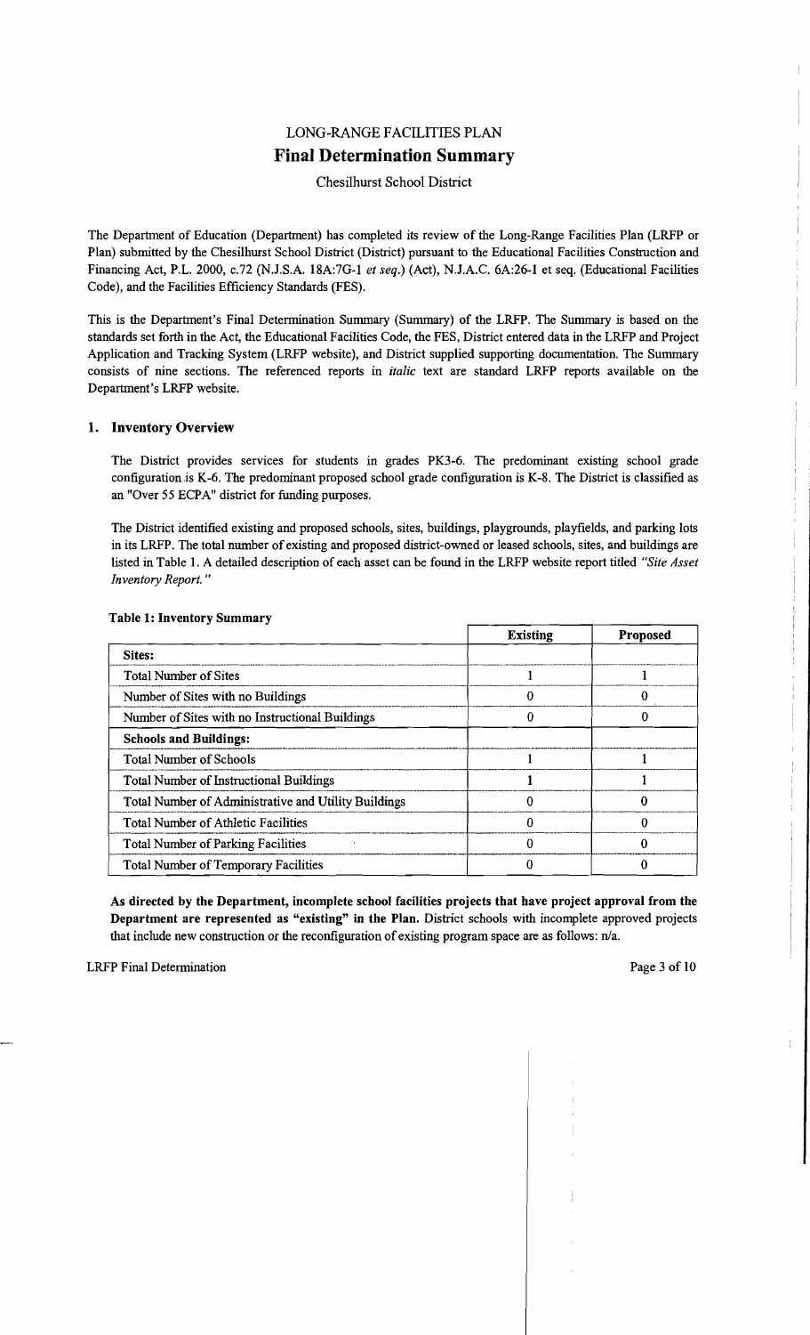# LONG-RANGE FACILITIES PLAN

## Final Determination Summary

Chesilhurst School District

The Department of Education (Department) has completed its review of the Long-Range Facilities Plan (LRFP or Plan) submitted by the Chesilhurst School District (District) pursuant to the Educational Facilities Construction and Financing Act, P.L. 2000, c.72 (N.J.S.A. 18A:7G-1 *et seq.*) (Act), N.J.A.C. 6A:26-1 et seq. (Educational Facilities Code), and the Facilities Efficiency Standards (FES).

This is the Department's Final Determination Summary (Summary) of the LRFP. The Summary is based on the standards set forth in the Act, the Educational Facilities Code, the FES, District entered data in the LRFP and Project Application and Tracking System (LRFP website), and District supplied supporting documentation. The Summary consists of nine sections. The referenced reports in *italic* text are standard LRFP reports available on the Department's LRFP website.

### 1. Inventory Overview

The District provides services for students in grades PK3-6. The predominant existing school grade configuration is K-6. The predominant proposed school grade configuration is K-8. The District is classified as an "Over 55 ECPA" district for funding purposes.

The District identified existing and proposed schools, sites, buildings, playgrounds, playfields, and parking lots in its LRFP. The total number of existing and proposed district-owned or leased schools, sites, and buildings are listed in Table 1. A detailed description of each asset can be found in the LRFP website report titled *"Site Asset Inventory Report."*

**Table 1: Inventory Summary**

| | Existing | Proposed |
|---|---|---|
| **Sites:** | | |
| Total Number of Sites | 1 | 1 |
| Number of Sites with no Buildings | 0 | 0 |
| Number of Sites with no Instructional Buildings | 0 | 0 |
| **Schools and Buildings:** | | |
| Total Number of Schools | 1 | 1 |
| Total Number of Instructional Buildings | 1 | 1 |
| Total Number of Administrative and Utility Buildings | 0 | 0 |
| Total Number of Athletic Facilities | 0 | 0 |
| Total Number of Parking Facilities | 0 | 0 |
| Total Number of Temporary Facilities | 0 | 0 |

**As directed by the Department, incomplete school facilities projects that have project approval from the Department are represented as "existing" in the Plan.** District schools with incomplete approved projects that include new construction or the reconfiguration of existing program space are as follows: n/a.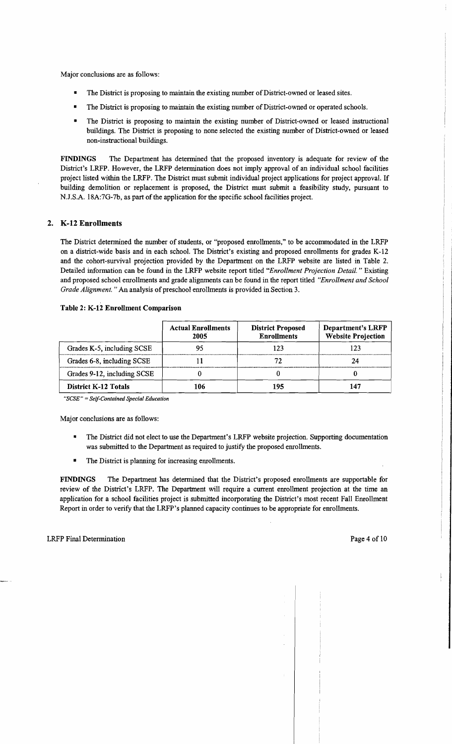Major conclusions are as follows:

- The District is proposing to maintain the existing number of District-owned or leased sites.
- The District is proposing to maintain the existing number of District-owned or operated schools.
- The District is proposing to maintain the existing number of District-owned or leased instructional buildings. The District is proposing to none selected the existing number of District-owned or leased non-instructional buildings.

**FINDINGS** The Department has determined that the proposed inventory is adequate for review of the District's LRFP. However, the LRFP determination does not imply approval of an individual school facilities project listed within the LRFP. The District must submit individual project applications for project approval. If building demolition or replacement is proposed, the District must submit a feasibility study, pursuant to N.J.S.A. 18A:7G-7b, as part of the application for the specific school facilities project.

## 2. K-12 Enrollments

The District determined the number of students, or "proposed enrollments," to be accommodated in the LRFP on a district-wide basis and in each school. The District's existing and proposed enrollments for grades K-12 and the cohort-survival projection provided by the Department on the LRFP website are listed in Table 2. Detailed information can be found in the LRFP website report titled *"Enrollment Projection Detail."* Existing and proposed school enrollments and grade alignments can be found in the report titled *"Enrollment and School Grade Alignment."* An analysis of preschool enrollments is provided in Section 3.

**Table 2: K-12 Enrollment Comparison**

| | Actual Enrollments 2005 | District Proposed Enrollments | Department's LRFP Website Projection |
|---|---|---|---|
| Grades K-5, including SCSE | 95 | 123 | 123 |
| Grades 6-8, including SCSE | 11 | 72 | 24 |
| Grades 9-12, including SCSE | 0 | 0 | 0 |
| **District K-12 Totals** | **106** | **195** | **147** |

*"SCSE" = Self-Contained Special Education*

Major conclusions are as follows:

- The District did not elect to use the Department's LRFP website projection. Supporting documentation was submitted to the Department as required to justify the proposed enrollments.
- The District is planning for increasing enrollments.

**FINDINGS** The Department has determined that the District's proposed enrollments are supportable for review of the District's LRFP. The Department will require a current enrollment projection at the time an application for a school facilities project is submitted incorporating the District's most recent Fall Enrollment Report in order to verify that the LRFP's planned capacity continues to be appropriate for enrollments.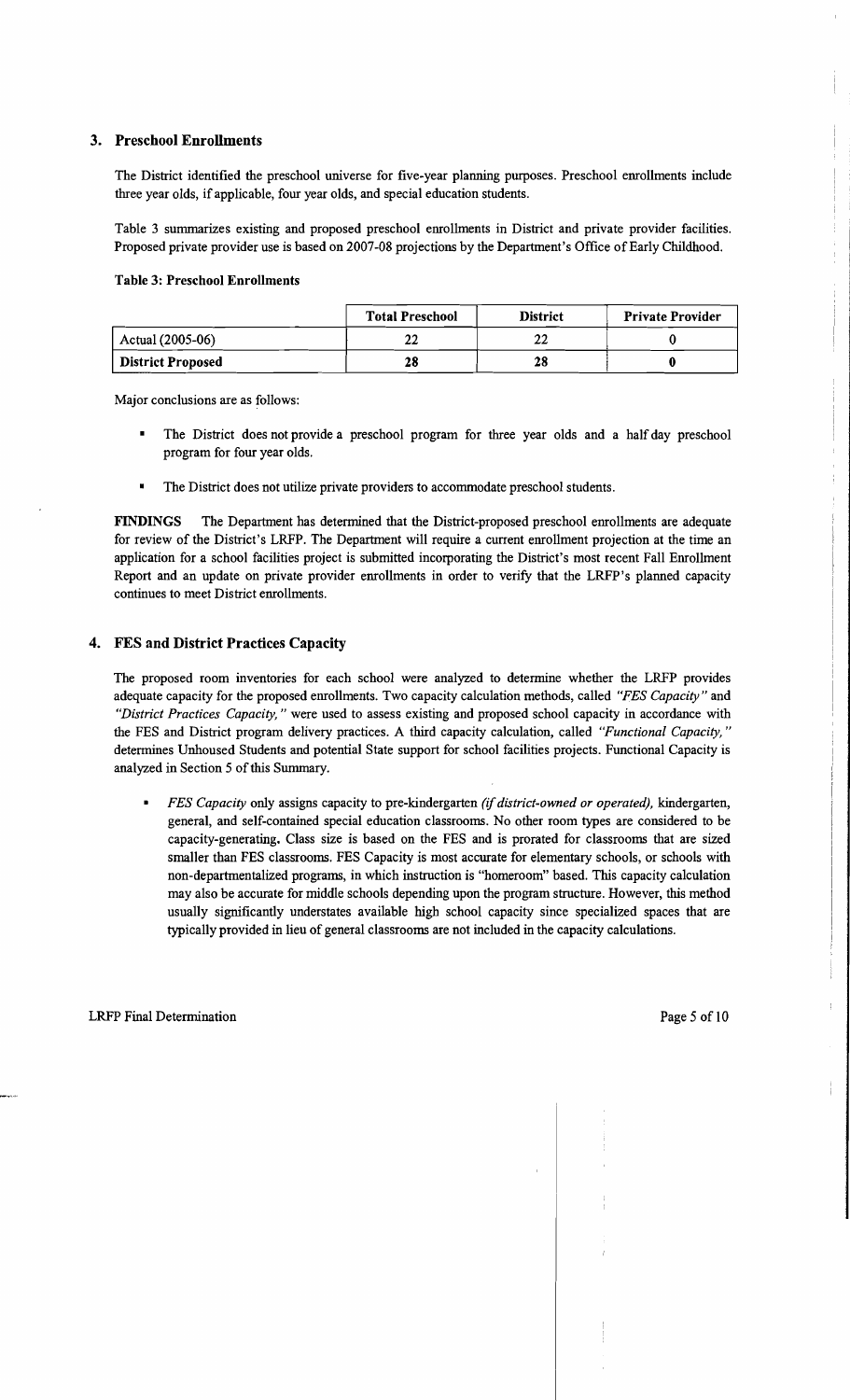## 3. Preschool Enrollments

The District identified the preschool universe for five-year planning purposes. Preschool enrollments include three year olds, if applicable, four year olds, and special education students.

Table 3 summarizes existing and proposed preschool enrollments in District and private provider facilities. Proposed private provider use is based on 2007-08 projections by the Department's Office of Early Childhood.

**Table 3: Preschool Enrollments**

| | Total Preschool | District | Private Provider |
|---|---|---|---|
| Actual (2005-06) | 22 | 22 | 0 |
| **District Proposed** | **28** | **28** | **0** |

Major conclusions are as follows:

- The District does not provide a preschool program for three year olds and a half day preschool program for four year olds.
- The District does not utilize private providers to accommodate preschool students.

**FINDINGS** The Department has determined that the District-proposed preschool enrollments are adequate for review of the District's LRFP. The Department will require a current enrollment projection at the time an application for a school facilities project is submitted incorporating the District's most recent Fall Enrollment Report and an update on private provider enrollments in order to verify that the LRFP's planned capacity continues to meet District enrollments.

## 4. FES and District Practices Capacity

The proposed room inventories for each school were analyzed to determine whether the LRFP provides adequate capacity for the proposed enrollments. Two capacity calculation methods, called *"FES Capacity"* and *"District Practices Capacity,"* were used to assess existing and proposed school capacity in accordance with the FES and District program delivery practices. A third capacity calculation, called *"Functional Capacity,"* determines Unhoused Students and potential State support for school facilities projects. Functional Capacity is analyzed in Section 5 of this Summary.

- *FES Capacity* only assigns capacity to pre-kindergarten *(if district-owned or operated),* kindergarten, general, and self-contained special education classrooms. No other room types are considered to be capacity-generating. Class size is based on the FES and is prorated for classrooms that are sized smaller than FES classrooms. FES Capacity is most accurate for elementary schools, or schools with non-departmentalized programs, in which instruction is "homeroom" based. This capacity calculation may also be accurate for middle schools depending upon the program structure. However, this method usually significantly understates available high school capacity since specialized spaces that are typically provided in lieu of general classrooms are not included in the capacity calculations.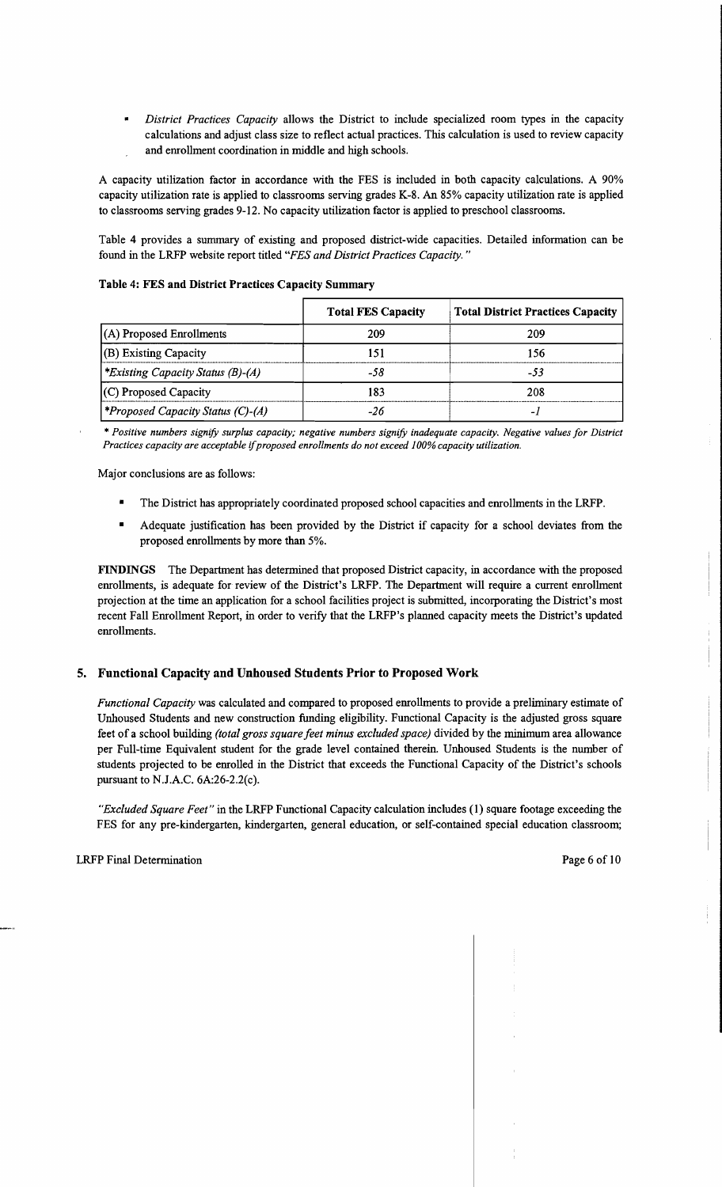- *District Practices Capacity* allows the District to include specialized room types in the capacity calculations and adjust class size to reflect actual practices. This calculation is used to review capacity and enrollment coordination in middle and high schools.

A capacity utilization factor in accordance with the FES is included in both capacity calculations. A 90% capacity utilization rate is applied to classrooms serving grades K-8. An 85% capacity utilization rate is applied to classrooms serving grades 9-12. No capacity utilization factor is applied to preschool classrooms.

Table 4 provides a summary of existing and proposed district-wide capacities. Detailed information can be found in the LRFP website report titled *"FES and District Practices Capacity."*

**Table 4: FES and District Practices Capacity Summary**

| | Total FES Capacity | Total District Practices Capacity |
|---|---|---|
| (A) Proposed Enrollments | 209 | 209 |
| (B) Existing Capacity | 151 | 156 |
| *\*Existing Capacity Status (B)-(A)* | *-58* | *-53* |
| (C) Proposed Capacity | 183 | 208 |
| *\*Proposed Capacity Status (C)-(A)* | *-26* | *-1* |

*\* Positive numbers signify surplus capacity; negative numbers signify inadequate capacity. Negative values for District Practices capacity are acceptable if proposed enrollments do not exceed 100% capacity utilization.*

Major conclusions are as follows:

- The District has appropriately coordinated proposed school capacities and enrollments in the LRFP.
- Adequate justification has been provided by the District if capacity for a school deviates from the proposed enrollments by more than 5%.

**FINDINGS** The Department has determined that proposed District capacity, in accordance with the proposed enrollments, is adequate for review of the District's LRFP. The Department will require a current enrollment projection at the time an application for a school facilities project is submitted, incorporating the District's most recent Fall Enrollment Report, in order to verify that the LRFP's planned capacity meets the District's updated enrollments.

## 5. Functional Capacity and Unhoused Students Prior to Proposed Work

*Functional Capacity* was calculated and compared to proposed enrollments to provide a preliminary estimate of Unhoused Students and new construction funding eligibility. Functional Capacity is the adjusted gross square feet of a school building *(total gross square feet minus excluded space)* divided by the minimum area allowance per Full-time Equivalent student for the grade level contained therein. Unhoused Students is the number of students projected to be enrolled in the District that exceeds the Functional Capacity of the District's schools pursuant to N.J.A.C. 6A:26-2.2(c).

*"Excluded Square Feet"* in the LRFP Functional Capacity calculation includes (1) square footage exceeding the FES for any pre-kindergarten, kindergarten, general education, or self-contained special education classroom;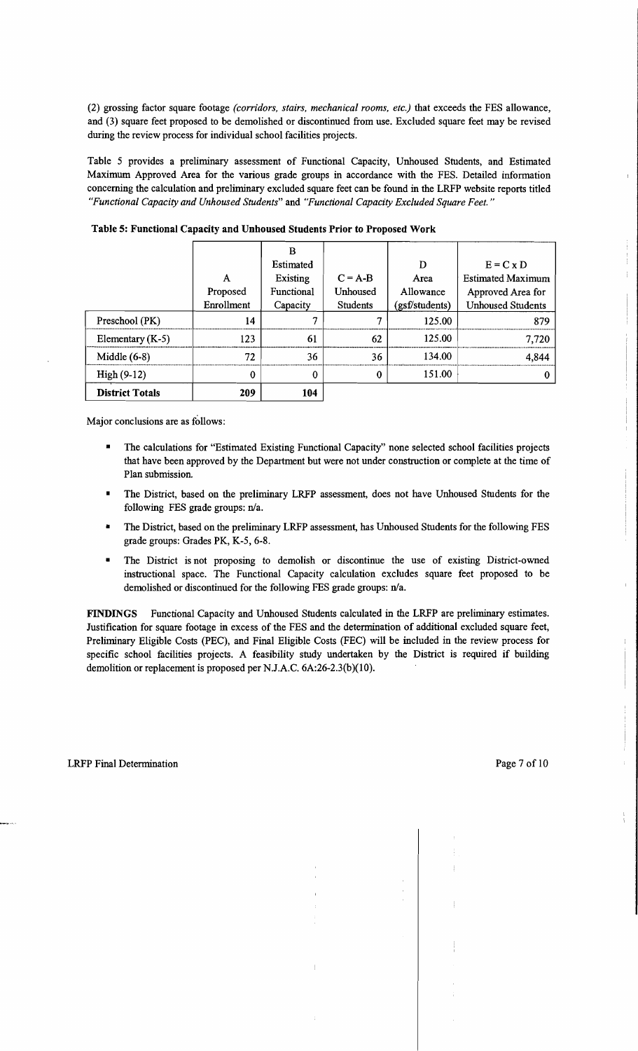(2) grossing factor square footage *(corridors, stairs, mechanical rooms, etc.)* that exceeds the FES allowance, and (3) square feet proposed to be demolished or discontinued from use. Excluded square feet may be revised during the review process for individual school facilities projects.

Table 5 provides a preliminary assessment of Functional Capacity, Unhoused Students, and Estimated Maximum Approved Area for the various grade groups in accordance with the FES. Detailed information concerning the calculation and preliminary excluded square feet can be found in the LRFP website reports titled *"Functional Capacity and Unhoused Students"* and *"Functional Capacity Excluded Square Feet."*

**Table 5: Functional Capacity and Unhoused Students Prior to Proposed Work**

| | A Proposed Enrollment | B Estimated Existing Functional Capacity | C = A-B Unhoused Students | D Area Allowance (gsf/students) | E = C x D Estimated Maximum Approved Area for Unhoused Students |
|---|---|---|---|---|---|
| Preschool (PK) | 14 | 7 | 7 | 125.00 | 879 |
| Elementary (K-5) | 123 | 61 | 62 | 125.00 | 7,720 |
| Middle (6-8) | 72 | 36 | 36 | 134.00 | 4,844 |
| High (9-12) | 0 | 0 | 0 | 151.00 | 0 |
| **District Totals** | 209 | 104 | | | |

Major conclusions are as follows:

- The calculations for "Estimated Existing Functional Capacity" none selected school facilities projects that have been approved by the Department but were not under construction or complete at the time of Plan submission.
- The District, based on the preliminary LRFP assessment, does not have Unhoused Students for the following FES grade groups: n/a.
- The District, based on the preliminary LRFP assessment, has Unhoused Students for the following FES grade groups: Grades PK, K-5, 6-8.
- The District is not proposing to demolish or discontinue the use of existing District-owned instructional space. The Functional Capacity calculation excludes square feet proposed to be demolished or discontinued for the following FES grade groups: n/a.

**FINDINGS** Functional Capacity and Unhoused Students calculated in the LRFP are preliminary estimates. Justification for square footage in excess of the FES and the determination of additional excluded square feet, Preliminary Eligible Costs (PEC), and Final Eligible Costs (FEC) will be included in the review process for specific school facilities projects. A feasibility study undertaken by the District is required if building demolition or replacement is proposed per N.J.A.C. 6A:26-2.3(b)(10).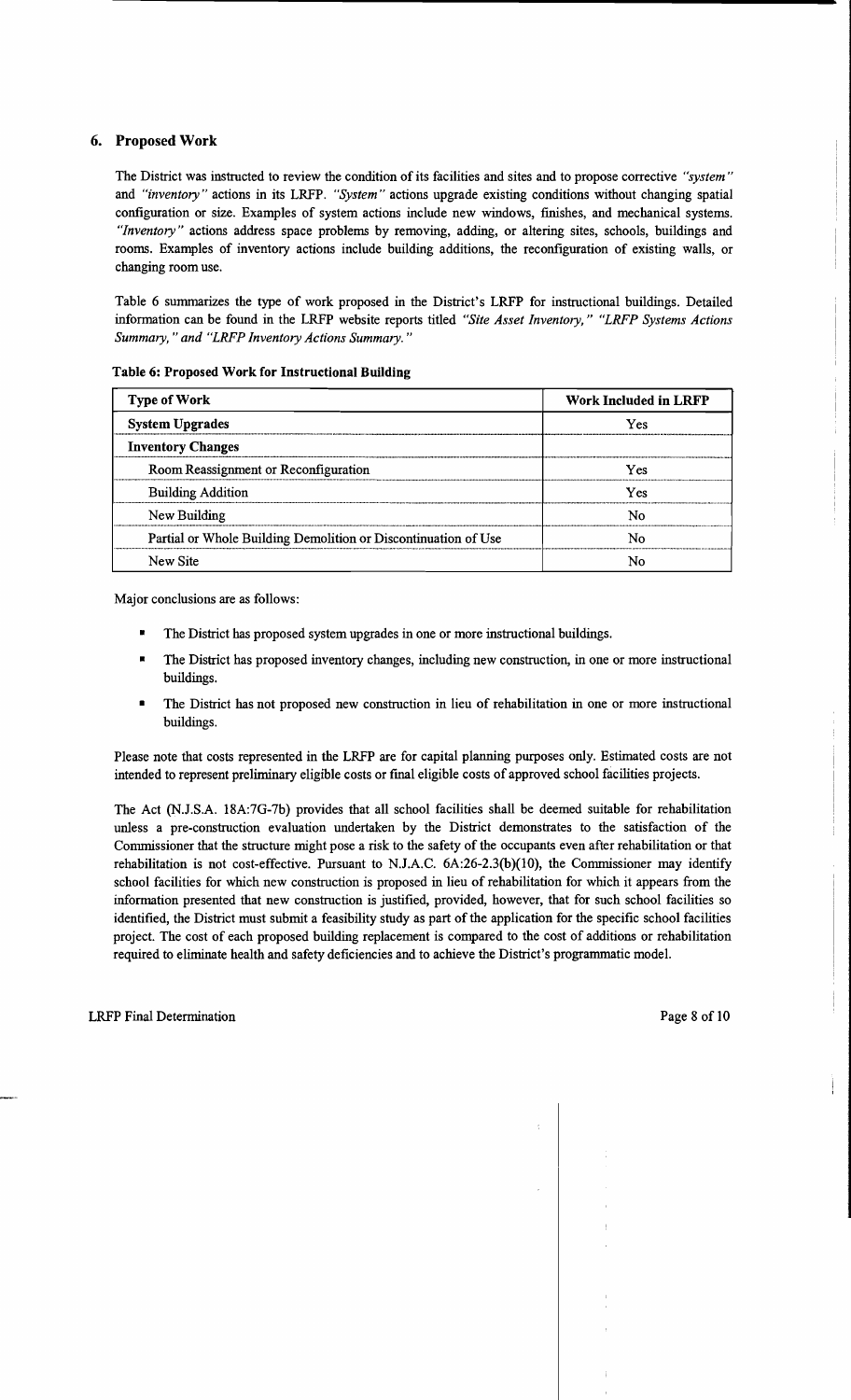## 6. Proposed Work

The District was instructed to review the condition of its facilities and sites and to propose corrective *"system"* and *"inventory"* actions in its LRFP. *"System"* actions upgrade existing conditions without changing spatial configuration or size. Examples of system actions include new windows, finishes, and mechanical systems. *"Inventory"* actions address space problems by removing, adding, or altering sites, schools, buildings and rooms. Examples of inventory actions include building additions, the reconfiguration of existing walls, or changing room use.

Table 6 summarizes the type of work proposed in the District's LRFP for instructional buildings. Detailed information can be found in the LRFP website reports titled *"Site Asset Inventory," "LRFP Systems Actions Summary," and "LRFP Inventory Actions Summary."*

**Table 6: Proposed Work for Instructional Building**

| Type of Work | Work Included in LRFP |
|---|---|
| **System Upgrades** | Yes |
| **Inventory Changes** | |
| Room Reassignment or Reconfiguration | Yes |
| Building Addition | Yes |
| New Building | No |
| Partial or Whole Building Demolition or Discontinuation of Use | No |
| New Site | No |

Major conclusions are as follows:

- The District has proposed system upgrades in one or more instructional buildings.
- The District has proposed inventory changes, including new construction, in one or more instructional buildings.
- The District has not proposed new construction in lieu of rehabilitation in one or more instructional buildings.

Please note that costs represented in the LRFP are for capital planning purposes only. Estimated costs are not intended to represent preliminary eligible costs or final eligible costs of approved school facilities projects.

The Act (N.J.S.A. 18A:7G-7b) provides that all school facilities shall be deemed suitable for rehabilitation unless a pre-construction evaluation undertaken by the District demonstrates to the satisfaction of the Commissioner that the structure might pose a risk to the safety of the occupants even after rehabilitation or that rehabilitation is not cost-effective. Pursuant to N.J.A.C. 6A:26-2.3(b)(10), the Commissioner may identify school facilities for which new construction is proposed in lieu of rehabilitation for which it appears from the information presented that new construction is justified, provided, however, that for such school facilities so identified, the District must submit a feasibility study as part of the application for the specific school facilities project. The cost of each proposed building replacement is compared to the cost of additions or rehabilitation required to eliminate health and safety deficiencies and to achieve the District's programmatic model.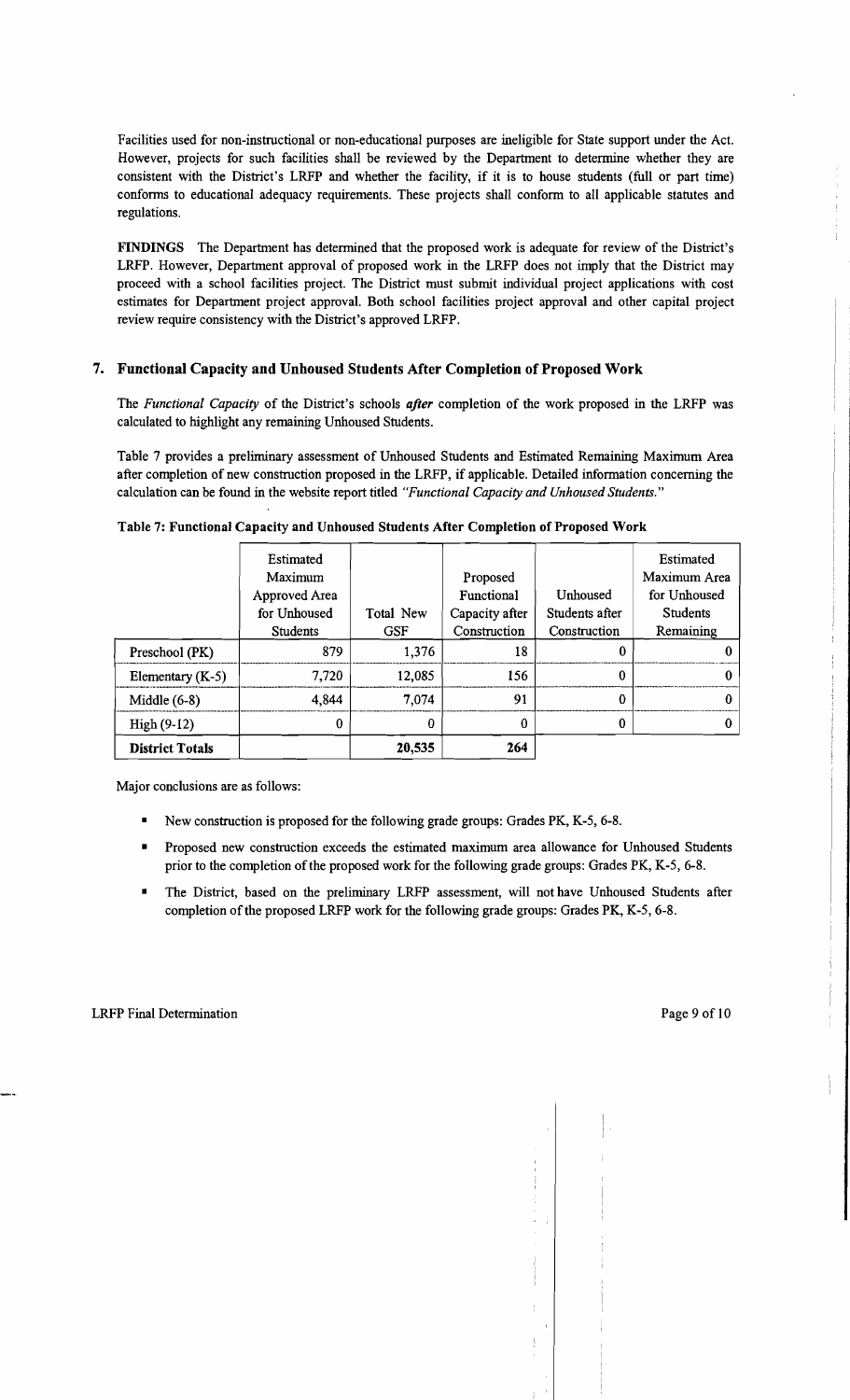Facilities used for non-instructional or non-educational purposes are ineligible for State support under the Act. However, projects for such facilities shall be reviewed by the Department to determine whether they are consistent with the District's LRFP and whether the facility, if it is to house students (full or part time) conforms to educational adequacy requirements. These projects shall conform to all applicable statutes and regulations.

**FINDINGS** The Department has determined that the proposed work is adequate for review of the District's LRFP. However, Department approval of proposed work in the LRFP does not imply that the District may proceed with a school facilities project. The District must submit individual project applications with cost estimates for Department project approval. Both school facilities project approval and other capital project review require consistency with the District's approved LRFP.

## 7. Functional Capacity and Unhoused Students After Completion of Proposed Work

The *Functional Capacity* of the District's schools ***after*** completion of the work proposed in the LRFP was calculated to highlight any remaining Unhoused Students.

Table 7 provides a preliminary assessment of Unhoused Students and Estimated Remaining Maximum Area after completion of new construction proposed in the LRFP, if applicable. Detailed information concerning the calculation can be found in the website report titled *"Functional Capacity and Unhoused Students."*

**Table 7: Functional Capacity and Unhoused Students After Completion of Proposed Work**

| | Estimated Maximum Approved Area for Unhoused Students | Total New GSF | Proposed Functional Capacity after Construction | Unhoused Students after Construction | Estimated Maximum Area for Unhoused Students Remaining |
|---|---|---|---|---|---|
| Preschool (PK) | 879 | 1,376 | 18 | 0 | 0 |
| Elementary (K-5) | 7,720 | 12,085 | 156 | 0 | 0 |
| Middle (6-8) | 4,844 | 7,074 | 91 | 0 | 0 |
| High (9-12) | 0 | 0 | 0 | 0 | 0 |
| **District Totals** | | 20,535 | 264 | | |

Major conclusions are as follows:

- New construction is proposed for the following grade groups: Grades PK, K-5, 6-8.
- Proposed new construction exceeds the estimated maximum area allowance for Unhoused Students prior to the completion of the proposed work for the following grade groups: Grades PK, K-5, 6-8.
- The District, based on the preliminary LRFP assessment, will not have Unhoused Students after completion of the proposed LRFP work for the following grade groups: Grades PK, K-5, 6-8.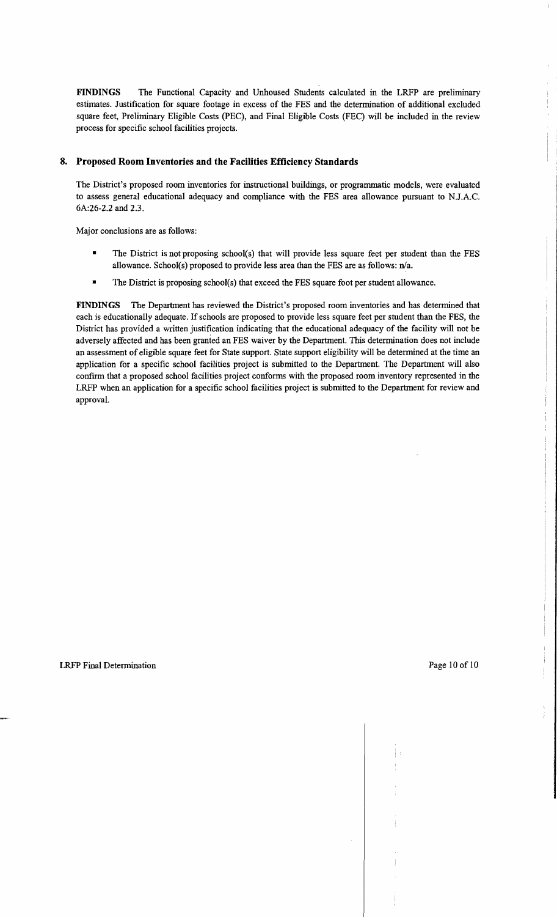**FINDINGS** The Functional Capacity and Unhoused Students calculated in the LRFP are preliminary estimates. Justification for square footage in excess of the FES and the determination of additional excluded square feet, Preliminary Eligible Costs (PEC), and Final Eligible Costs (FEC) will be included in the review process for specific school facilities projects.

## 8. Proposed Room Inventories and the Facilities Efficiency Standards

The District's proposed room inventories for instructional buildings, or programmatic models, were evaluated to assess general educational adequacy and compliance with the FES area allowance pursuant to N.J.A.C. 6A:26-2.2 and 2.3.

Major conclusions are as follows:

- The District is not proposing school(s) that will provide less square feet per student than the FES allowance. School(s) proposed to provide less area than the FES are as follows: n/a.
- The District is proposing school(s) that exceed the FES square foot per student allowance.

**FINDINGS** The Department has reviewed the District's proposed room inventories and has determined that each is educationally adequate. If schools are proposed to provide less square feet per student than the FES, the District has provided a written justification indicating that the educational adequacy of the facility will not be adversely affected and has been granted an FES waiver by the Department. This determination does not include an assessment of eligible square feet for State support. State support eligibility will be determined at the time an application for a specific school facilities project is submitted to the Department. The Department will also confirm that a proposed school facilities project conforms with the proposed room inventory represented in the LRFP when an application for a specific school facilities project is submitted to the Department for review and approval.